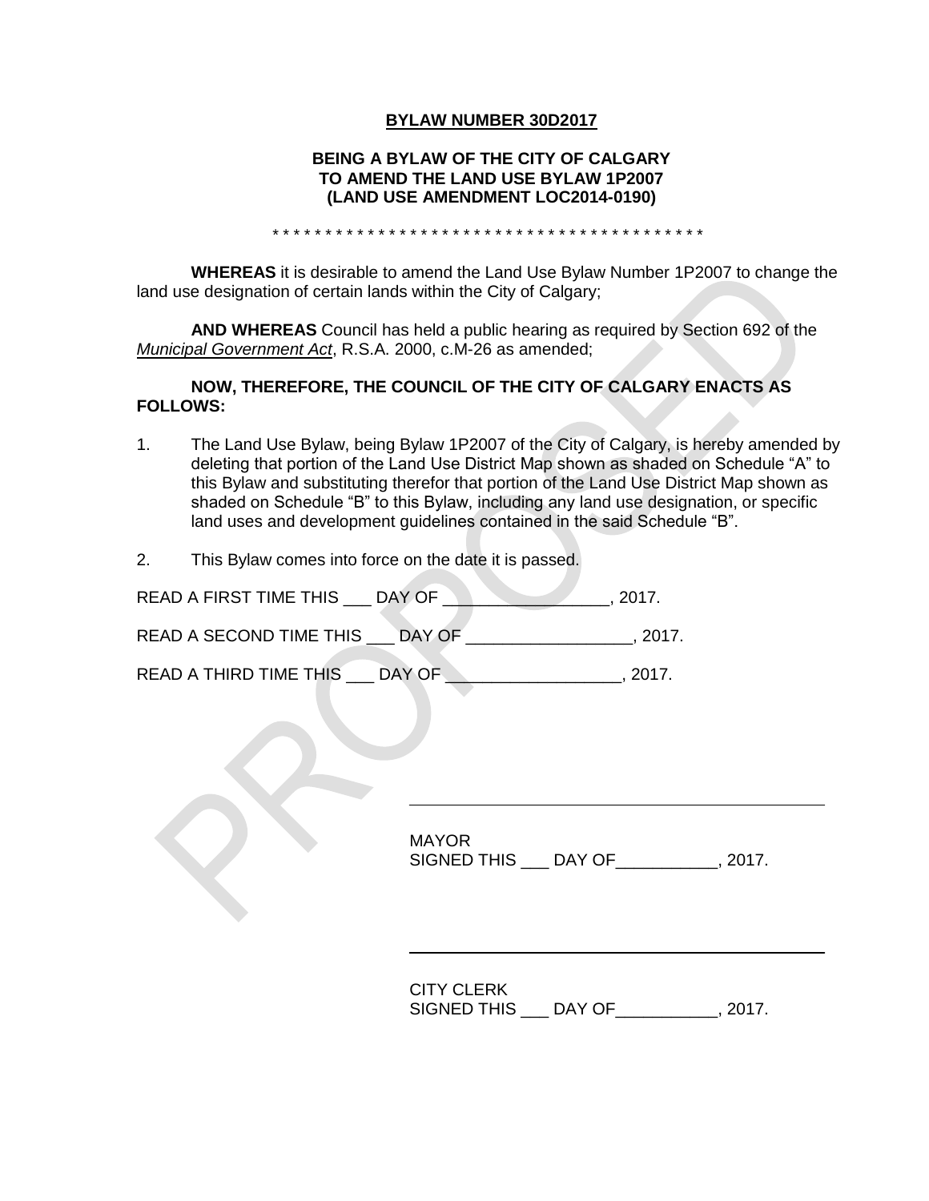**BYLAW NUMBER 30D2017**

**BEING A BYLAW OF THE CITY OF CALGARY TO AMEND THE LAND USE BYLAW 1P2007 (LAND USE AMENDMENT LOC2014-0190)**

* * * * * * * * * * * * * * * * * * * * * * * * * * * * * * * * * * * * * * * * * *

**WHEREAS** it is desirable to amend the Land Use Bylaw Number 1P2007 to change the land use designation of certain lands within the City of Calgary;

**AND WHEREAS** Council has held a public hearing as required by Section 692 of the *Municipal Government Act*, R.S.A. 2000, c.M-26 as amended;

**NOW, THEREFORE, THE COUNCIL OF THE CITY OF CALGARY ENACTS AS FOLLOWS:**

1. The Land Use Bylaw, being Bylaw 1P2007 of the City of Calgary, is hereby amended by deleting that portion of the Land Use District Map shown as shaded on Schedule "A" to this Bylaw and substituting therefor that portion of the Land Use District Map shown as shaded on Schedule "B" to this Bylaw, including any land use designation, or specific land uses and development guidelines contained in the said Schedule "B".

2. This Bylaw comes into force on the date it is passed.

READ A FIRST TIME THIS ___ DAY OF _________________, 2017.

READ A SECOND TIME THIS ___ DAY OF _________________, 2017.

READ A THIRD TIME THIS ___ DAY OF __________________, 2017.

MAYOR
SIGNED THIS ___ DAY OF___________, 2017.

CITY CLERK
SIGNED THIS ___ DAY OF___________, 2017.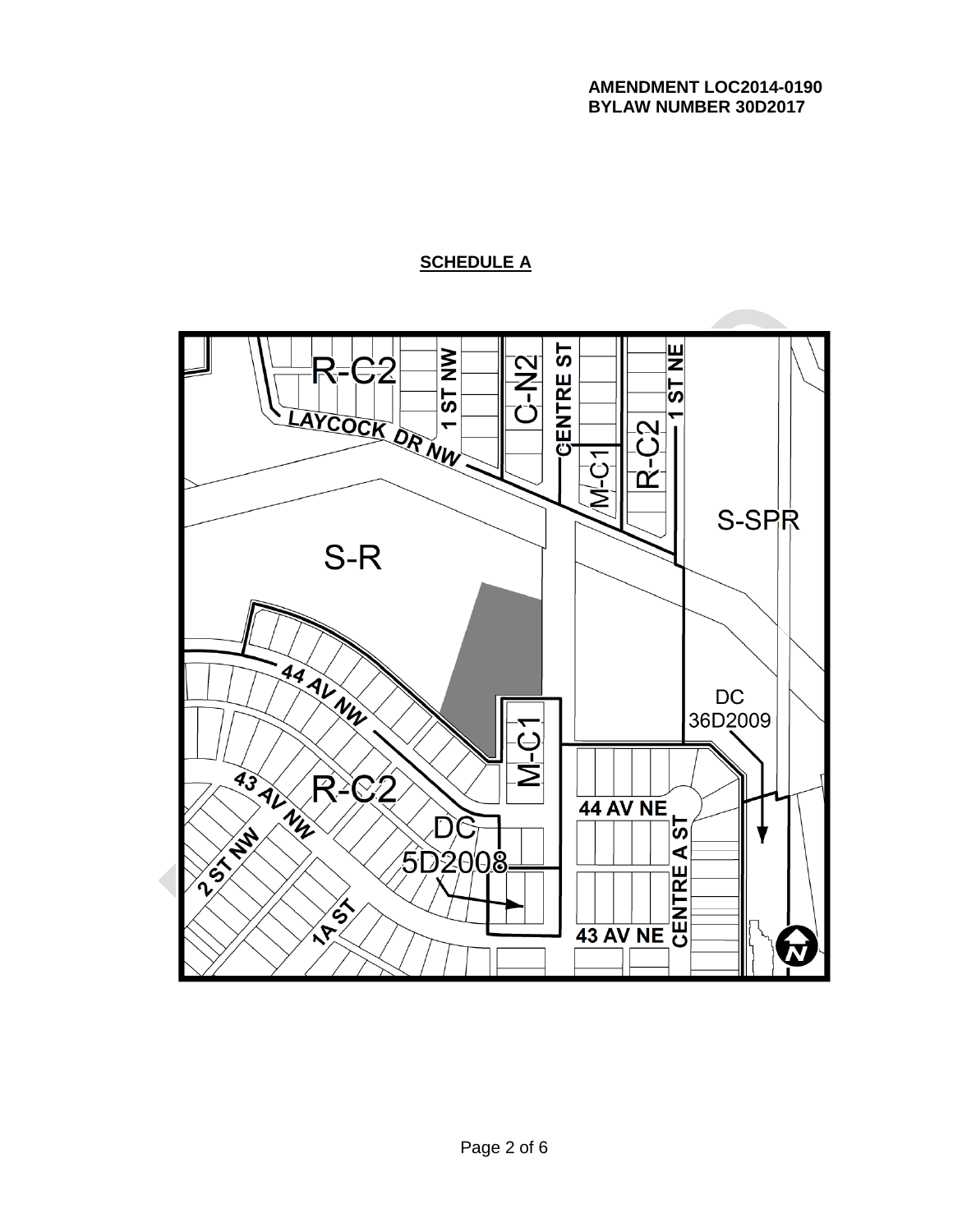**AMENDMENT LOC2014-0190**
**BYLAW NUMBER 30D2017**

## SCHEDULE A

R-C2

1 ST NW

C-N2

CENTRE ST

1 ST NE

LAYCOCK DR NW

M-C1

R-C2

S-SPR

S-R

44 AV NW

DC 36D2009

M-C1

43 AV NW

R-C2

44 AV NE

2 ST NW

DC 5D2008

CENTRE A ST

1A ST

43 AV NE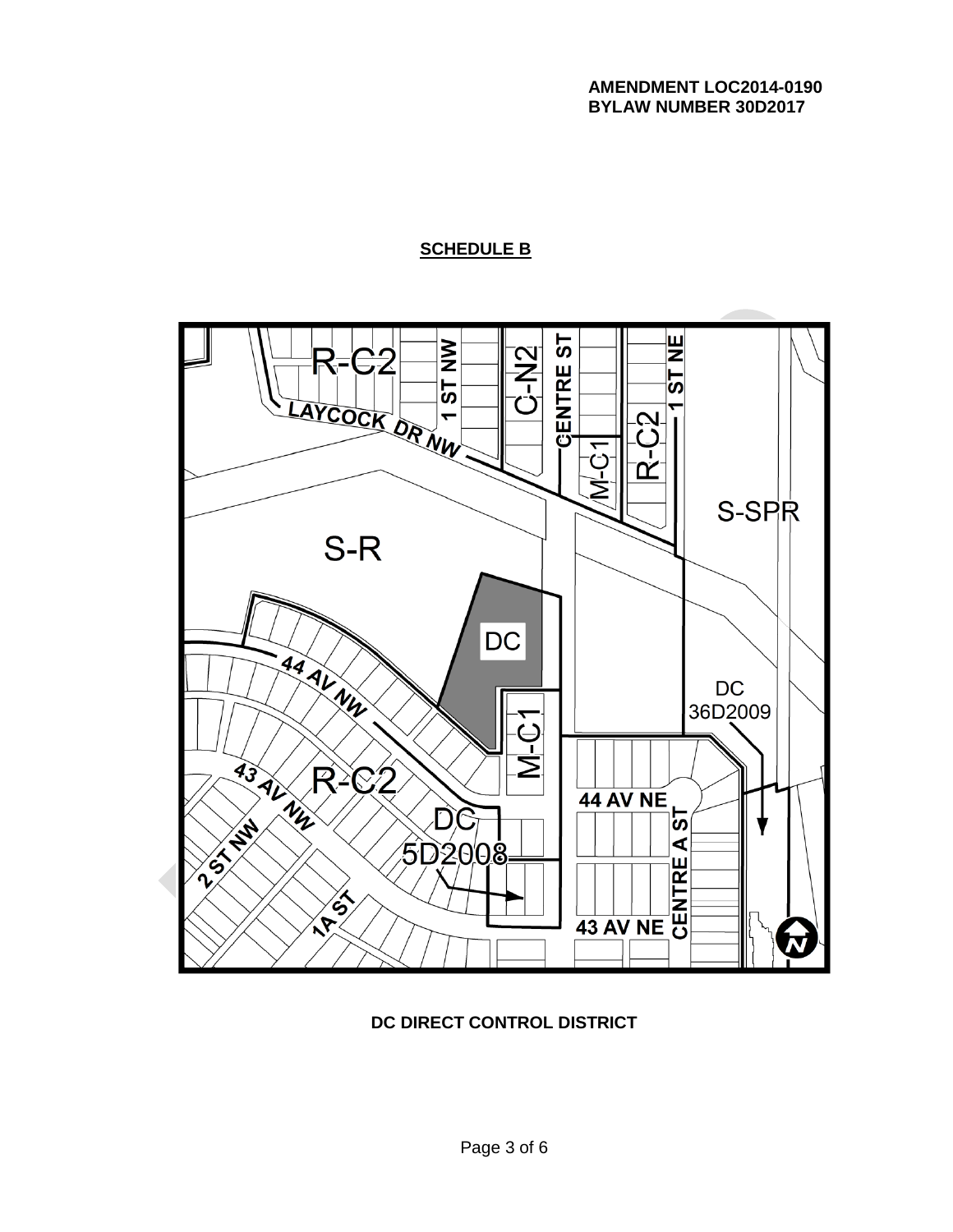**AMENDMENT LOC2014-0190**
**BYLAW NUMBER 30D2017**

## SCHEDULE B

R-C2
LAYCOCK DR NW
1 ST NW
C-N2
CENTRE ST
M-C1
R-C2
1 ST NE
S-SPR
S-R
DC
44 AV NW
DC
36D2009
M-C1
43 AV NW
R-C2
44 AV NE
DC
5D2008
2 ST NW
1A ST
CENTRE A ST
43 AV NE

**DC DIRECT CONTROL DISTRICT**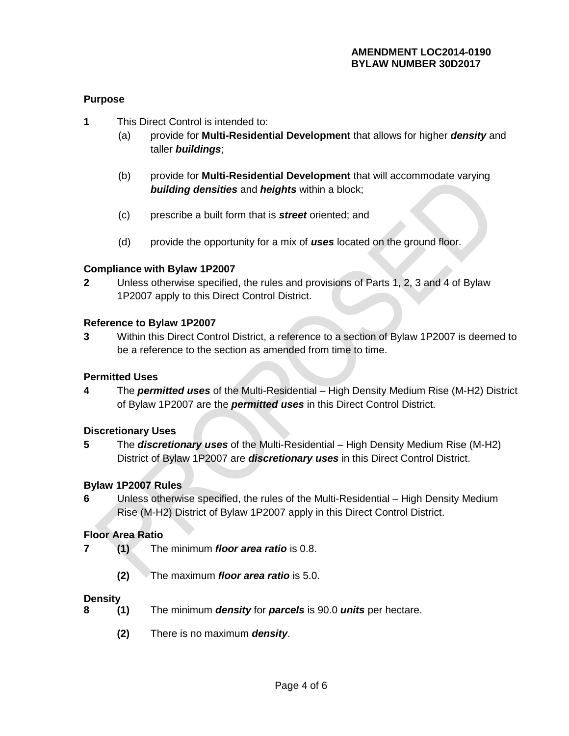**AMENDMENT LOC2014-0190**
**BYLAW NUMBER 30D2017**

### Purpose

**1** This Direct Control is intended to:

(a) provide for **Multi-Residential Development** that allows for higher ***density*** and taller ***buildings***;

(b) provide for **Multi-Residential Development** that will accommodate varying ***building densities*** and ***heights*** within a block;

(c) prescribe a built form that is ***street*** oriented; and

(d) provide the opportunity for a mix of ***uses*** located on the ground floor.

### Compliance with Bylaw 1P2007

**2** Unless otherwise specified, the rules and provisions of Parts 1, 2, 3 and 4 of Bylaw 1P2007 apply to this Direct Control District.

### Reference to Bylaw 1P2007

**3** Within this Direct Control District, a reference to a section of Bylaw 1P2007 is deemed to be a reference to the section as amended from time to time.

### Permitted Uses

**4** The ***permitted uses*** of the Multi-Residential – High Density Medium Rise (M-H2) District of Bylaw 1P2007 are the ***permitted uses*** in this Direct Control District.

### Discretionary Uses

**5** The ***discretionary uses*** of the Multi-Residential – High Density Medium Rise (M-H2) District of Bylaw 1P2007 are ***discretionary uses*** in this Direct Control District.

### Bylaw 1P2007 Rules

**6** Unless otherwise specified, the rules of the Multi-Residential – High Density Medium Rise (M-H2) District of Bylaw 1P2007 apply in this Direct Control District.

### Floor Area Ratio

**7** **(1)** The minimum ***floor area ratio*** is 0.8.

**(2)** The maximum ***floor area ratio*** is 5.0.

### Density

**8** **(1)** The minimum ***density*** for ***parcels*** is 90.0 ***units*** per hectare.

**(2)** There is no maximum ***density***.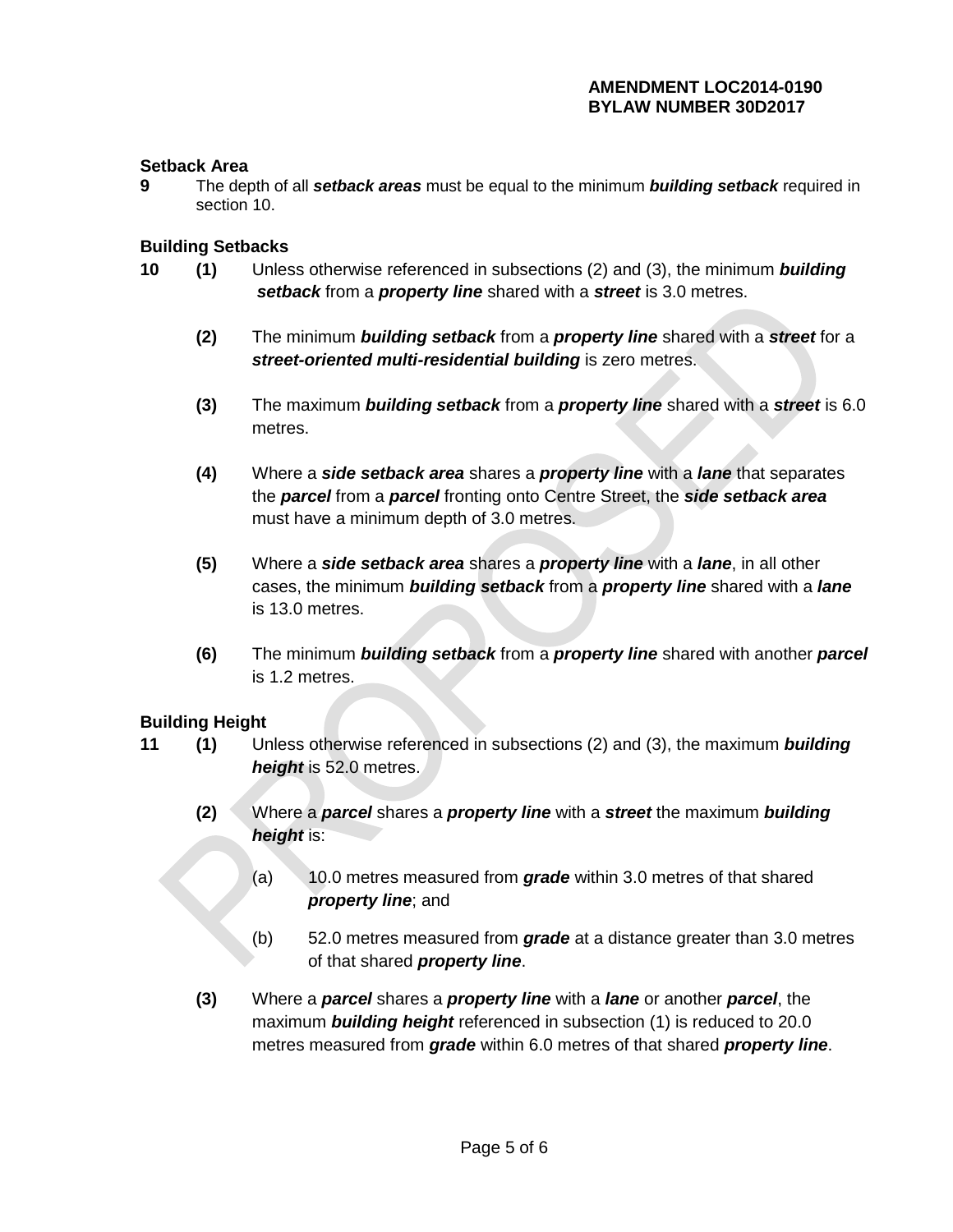**AMENDMENT LOC2014-0190**
**BYLAW NUMBER 30D2017**

**Setback Area**

**9** The depth of all ***setback areas*** must be equal to the minimum ***building setback*** required in section 10.

**Building Setbacks**

**10** **(1)** Unless otherwise referenced in subsections (2) and (3), the minimum ***building setback*** from a ***property line*** shared with a ***street*** is 3.0 metres.

**(2)** The minimum ***building setback*** from a ***property line*** shared with a ***street*** for a ***street-oriented multi-residential building*** is zero metres.

**(3)** The maximum ***building setback*** from a ***property line*** shared with a ***street*** is 6.0 metres.

**(4)** Where a ***side setback area*** shares a ***property line*** with a ***lane*** that separates the ***parcel*** from a ***parcel*** fronting onto Centre Street, the ***side setback area*** must have a minimum depth of 3.0 metres.

**(5)** Where a ***side setback area*** shares a ***property line*** with a ***lane***, in all other cases, the minimum ***building setback*** from a ***property line*** shared with a ***lane*** is 13.0 metres.

**(6)** The minimum ***building setback*** from a ***property line*** shared with another ***parcel*** is 1.2 metres.

**Building Height**

**11** **(1)** Unless otherwise referenced in subsections (2) and (3), the maximum ***building height*** is 52.0 metres.

**(2)** Where a ***parcel*** shares a ***property line*** with a ***street*** the maximum ***building height*** is:

(a) 10.0 metres measured from ***grade*** within 3.0 metres of that shared ***property line***; and

(b) 52.0 metres measured from ***grade*** at a distance greater than 3.0 metres of that shared ***property line***.

**(3)** Where a ***parcel*** shares a ***property line*** with a ***lane*** or another ***parcel***, the maximum ***building height*** referenced in subsection (1) is reduced to 20.0 metres measured from ***grade*** within 6.0 metres of that shared ***property line***.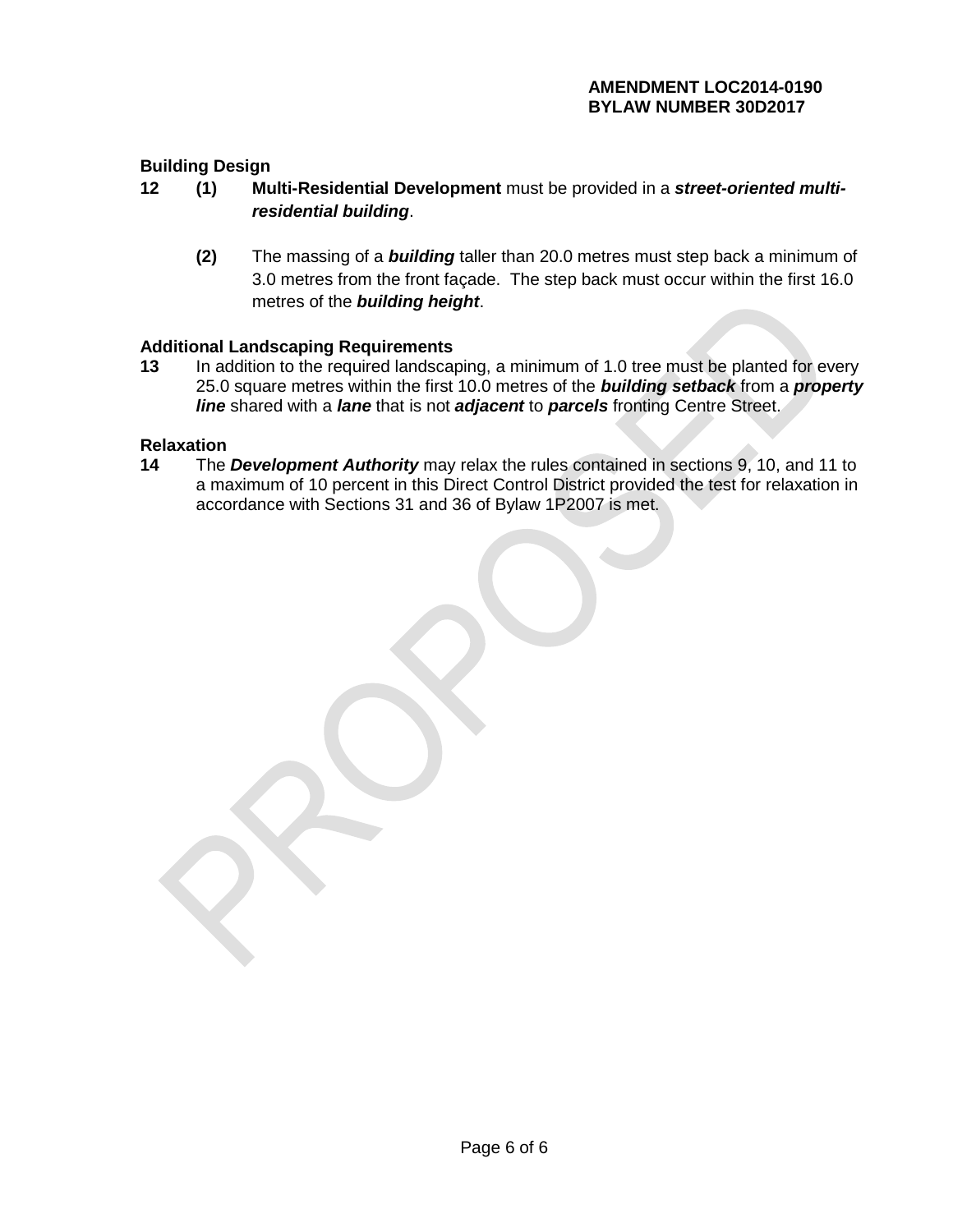**Building Design**

**12** **(1)** **Multi-Residential Development** must be provided in a ***street-oriented multi-residential building***.

**(2)** The massing of a ***building*** taller than 20.0 metres must step back a minimum of 3.0 metres from the front façade. The step back must occur within the first 16.0 metres of the ***building height***.

**Additional Landscaping Requirements**

**13** In addition to the required landscaping, a minimum of 1.0 tree must be planted for every 25.0 square metres within the first 10.0 metres of the ***building setback*** from a ***property line*** shared with a ***lane*** that is not ***adjacent*** to ***parcels*** fronting Centre Street.

**Relaxation**

**14** The ***Development Authority*** may relax the rules contained in sections 9, 10, and 11 to a maximum of 10 percent in this Direct Control District provided the test for relaxation in accordance with Sections 31 and 36 of Bylaw 1P2007 is met.